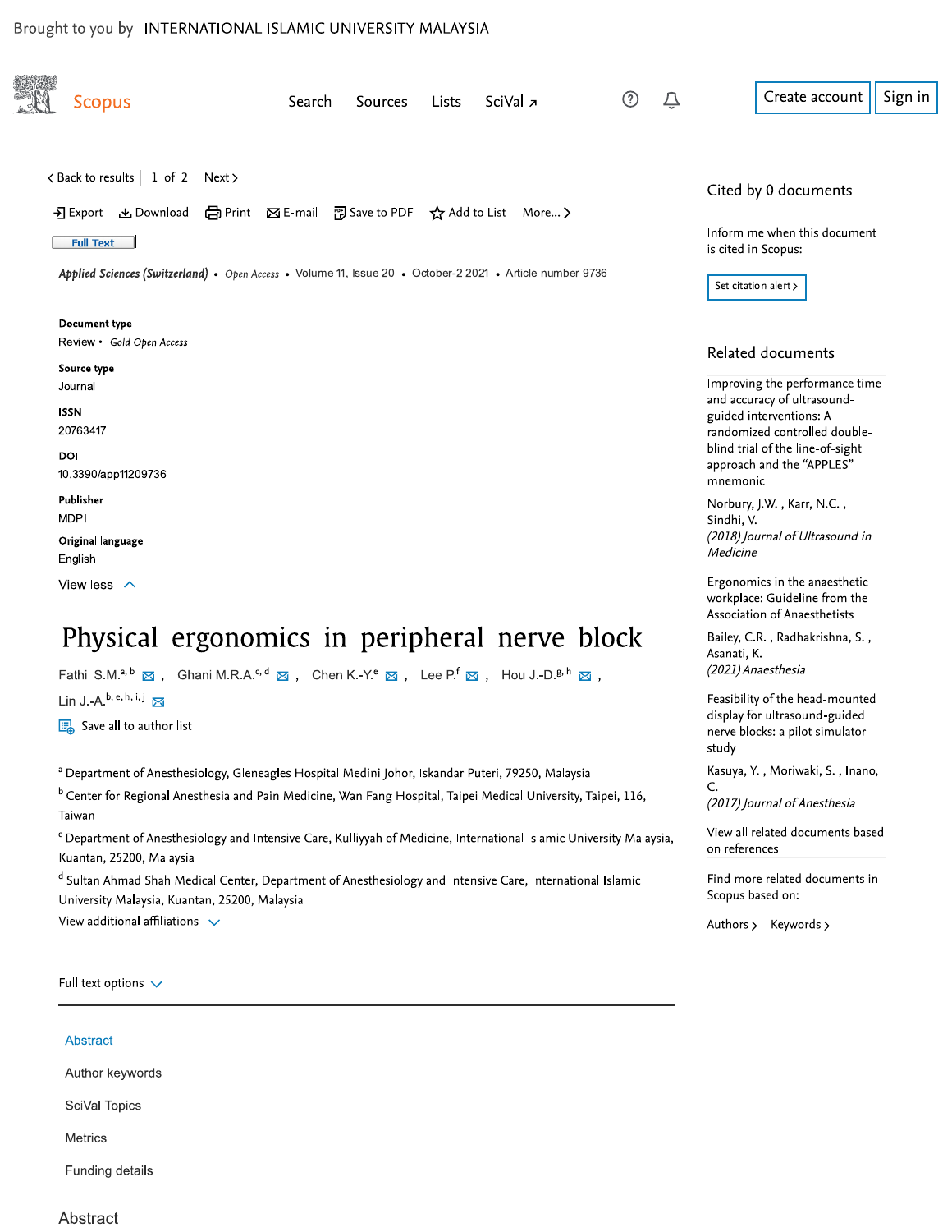Brought to you by INTERNATIONAL ISLAMIC UNIVERSITY MALAYSIA

Scopus

Search Sources Lists SciVal ↗

Create account Sign in

< Back to results | 1 of 2 Next >

Export Download Print E-mail Save to PDF Add to List More... >

Full Text

*Applied Sciences (Switzerland)* • *Open Access* • Volume 11, Issue 20 • October-2 2021 • Article number 9736

**Document type**
Review • *Gold Open Access*

**Source type**
Journal

**ISSN**
20763417

**DOI**
10.3390/app11209736

**Publisher**
MDPI

**Original language**
English

View less

# Physical ergonomics in peripheral nerve block

Fathil S.M.[a, b], Ghani M.R.A.[c, d], Chen K.-Y.[e], Lee P.[f], Hou J.-D.[g, h], Lin J.-A.[b, e, h, i, j]

Save all to author list

[a] Department of Anesthesiology, Gleneagles Hospital Medini Johor, Iskandar Puteri, 79250, Malaysia

[b] Center for Regional Anesthesia and Pain Medicine, Wan Fang Hospital, Taipei Medical University, Taipei, 116, Taiwan

[c] Department of Anesthesiology and Intensive Care, Kulliyyah of Medicine, International Islamic University Malaysia, Kuantan, 25200, Malaysia

[d] Sultan Ahmad Shah Medical Center, Department of Anesthesiology and Intensive Care, International Islamic University Malaysia, Kuantan, 25200, Malaysia

View additional affiliations

Full text options

Abstract

Author keywords

SciVal Topics

Metrics

Funding details

## Abstract

---

**Cited by 0 documents**

Inform me when this document is cited in Scopus:

Set citation alert >

**Related documents**

Improving the performance time and accuracy of ultrasound-guided interventions: A randomized controlled double-blind trial of the line-of-sight approach and the "APPLES" mnemonic
Norbury, J.W. , Karr, N.C. , Sindhi, V.
*(2018) Journal of Ultrasound in Medicine*

Ergonomics in the anaesthetic workplace: Guideline from the Association of Anaesthetists
Bailey, C.R. , Radhakrishna, S. , Asanati, K.
*(2021) Anaesthesia*

Feasibility of the head-mounted display for ultrasound-guided nerve blocks: a pilot simulator study
Kasuya, Y. , Moriwaki, S. , Inano, C.
*(2017) Journal of Anesthesia*

View all related documents based on references

Find more related documents in Scopus based on:

Authors > Keywords >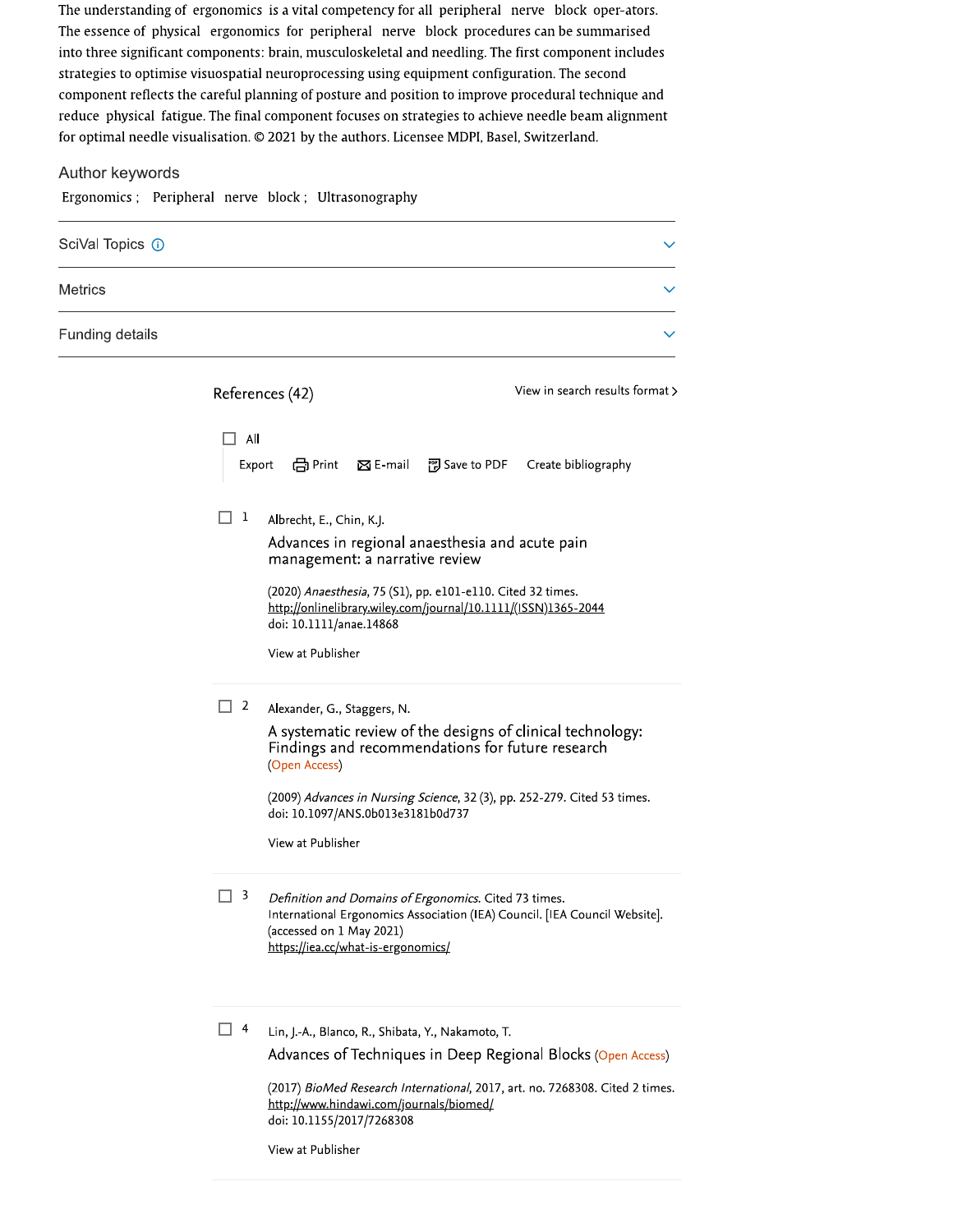The understanding of ergonomics is a vital competency for all peripheral nerve block oper-ators. The essence of physical ergonomics for peripheral nerve block procedures can be summarised into three significant components: brain, musculoskeletal and needling. The first component includes strategies to optimise visuospatial neuroprocessing using equipment configuration. The second component reflects the careful planning of posture and position to improve procedural technique and reduce physical fatigue. The final component focuses on strategies to achieve needle beam alignment for optimal needle visualisation. © 2021 by the authors. Licensee MDPI, Basel, Switzerland.

### Author keywords

Ergonomics ; Peripheral nerve block ; Ultrasonography

SciVal Topics

Metrics

Funding details

## References (42)

View in search results format >

All

Export Print E-mail Save to PDF Create bibliography

1. Albrecht, E., Chin, K.J.
   **Advances in regional anaesthesia and acute pain management: a narrative review**
   (2020) *Anaesthesia*, 75 (S1), pp. e101-e110. Cited 32 times.
   http://onlinelibrary.wiley.com/journal/10.1111/(ISSN)1365-2044
   doi: 10.1111/anae.14868
   View at Publisher

2. Alexander, G., Staggers, N.
   **A systematic review of the designs of clinical technology: Findings and recommendations for future research** (Open Access)
   (2009) *Advances in Nursing Science*, 32 (3), pp. 252-279. Cited 53 times.
   doi: 10.1097/ANS.0b013e3181b0d737
   View at Publisher

3. *Definition and Domains of Ergonomics*. Cited 73 times.
   International Ergonomics Association (IEA) Council. [IEA Council Website]. (accessed on 1 May 2021)
   https://iea.cc/what-is-ergonomics/

4. Lin, J.-A., Blanco, R., Shibata, Y., Nakamoto, T.
   **Advances of Techniques in Deep Regional Blocks** (Open Access)
   (2017) *BioMed Research International*, 2017, art. no. 7268308. Cited 2 times.
   http://www.hindawi.com/journals/biomed/
   doi: 10.1155/2017/7268308
   View at Publisher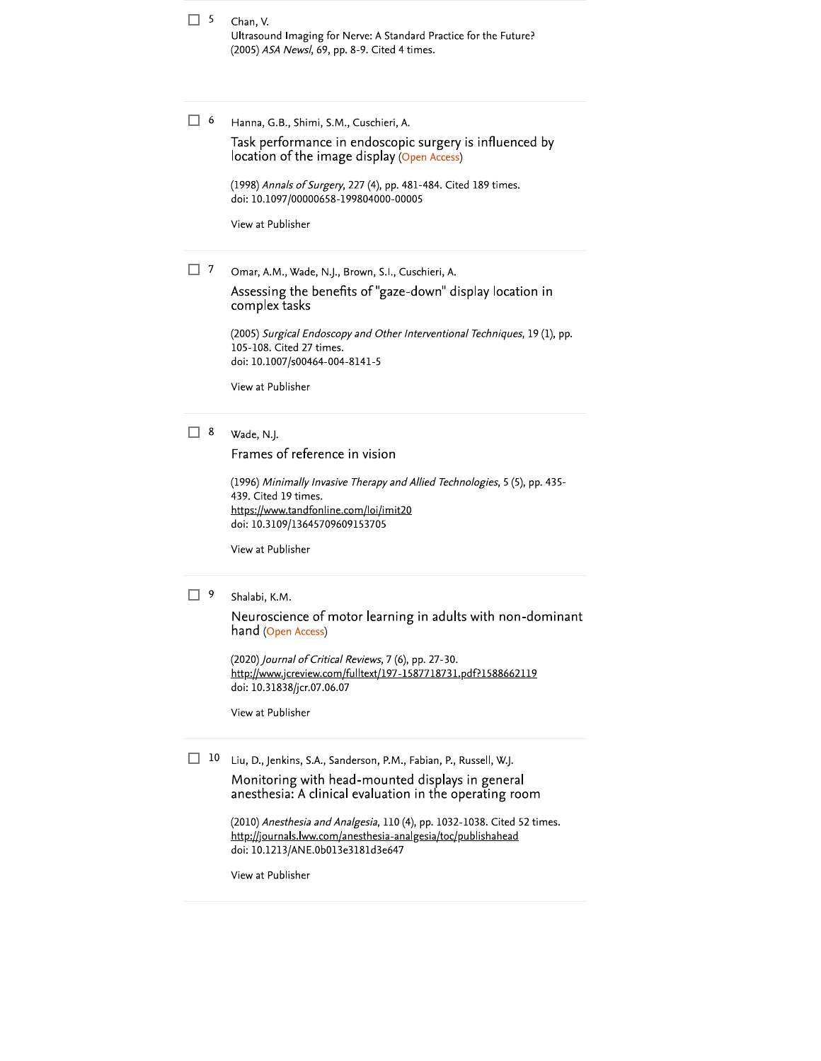5 Chan, V.
Ultrasound Imaging for Nerve: A Standard Practice for the Future?
(2005) *ASA Newsl*, 69, pp. 8-9. Cited 4 times.

---

6 Hanna, G.B., Shimi, S.M., Cuschieri, A.

Task performance in endoscopic surgery is influenced by location of the image display (Open Access)

(1998) *Annals of Surgery*, 227 (4), pp. 481-484. Cited 189 times.
doi: 10.1097/00000658-199804000-00005

View at Publisher

---

7 Omar, A.M., Wade, N.J., Brown, S.I., Cuschieri, A.

Assessing the benefits of "gaze-down" display location in complex tasks

(2005) *Surgical Endoscopy and Other Interventional Techniques*, 19 (1), pp. 105-108. Cited 27 times.
doi: 10.1007/s00464-004-8141-5

View at Publisher

---

8 Wade, N.J.

Frames of reference in vision

(1996) *Minimally Invasive Therapy and Allied Technologies*, 5 (5), pp. 435-439. Cited 19 times.
https://www.tandfonline.com/loi/imit20
doi: 10.3109/13645709609153705

View at Publisher

---

9 Shalabi, K.M.

Neuroscience of motor learning in adults with non-dominant hand (Open Access)

(2020) *Journal of Critical Reviews*, 7 (6), pp. 27-30.
http://www.jcreview.com/fulltext/197-1587718731.pdf?1588662119
doi: 10.31838/jcr.07.06.07

View at Publisher

---

10 Liu, D., Jenkins, S.A., Sanderson, P.M., Fabian, P., Russell, W.J.

Monitoring with head-mounted displays in general anesthesia: A clinical evaluation in the operating room

(2010) *Anesthesia and Analgesia*, 110 (4), pp. 1032-1038. Cited 52 times.
http://journals.lww.com/anesthesia-analgesia/toc/publishahead
doi: 10.1213/ANE.0b013e3181d3e647

View at Publisher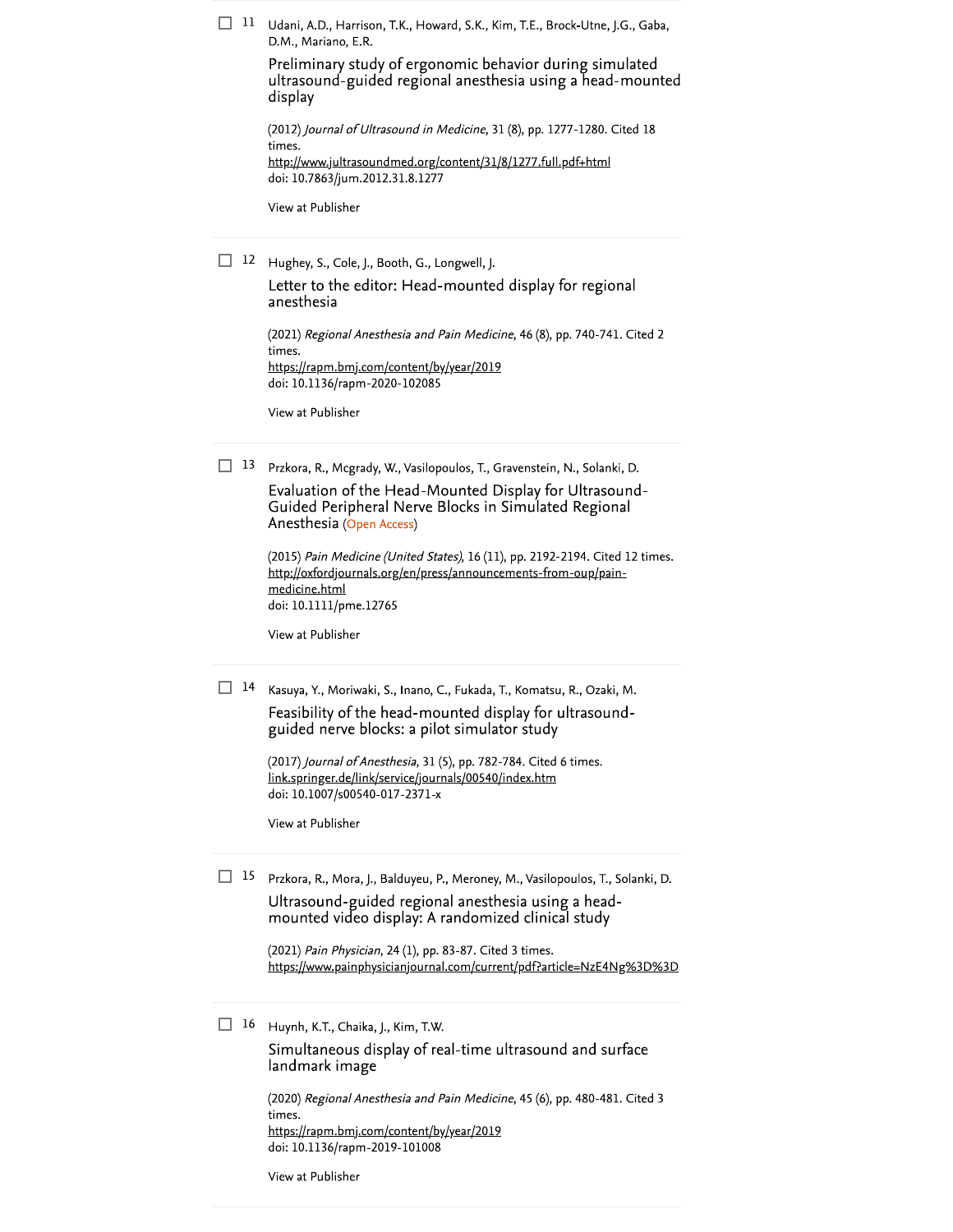- [ ] 11 Udani, A.D., Harrison, T.K., Howard, S.K., Kim, T.E., Brock-Utne, J.G., Gaba, D.M., Mariano, E.R.

  Preliminary study of ergonomic behavior during simulated ultrasound-guided regional anesthesia using a head-mounted display

  (2012) *Journal of Ultrasound in Medicine*, 31 (8), pp. 1277-1280. Cited 18 times.
  http://www.jultrasoundmed.org/content/31/8/1277.full.pdf+html
  doi: 10.7863/jum.2012.31.8.1277

  View at Publisher

- [ ] 12 Hughey, S., Cole, J., Booth, G., Longwell, J.

  Letter to the editor: Head-mounted display for regional anesthesia

  (2021) *Regional Anesthesia and Pain Medicine*, 46 (8), pp. 740-741. Cited 2 times.
  https://rapm.bmj.com/content/by/year/2019
  doi: 10.1136/rapm-2020-102085

  View at Publisher

- [ ] 13 Przkora, R., Mcgrady, W., Vasilopoulos, T., Gravenstein, N., Solanki, D.

  Evaluation of the Head-Mounted Display for Ultrasound-Guided Peripheral Nerve Blocks in Simulated Regional Anesthesia (Open Access)

  (2015) *Pain Medicine (United States)*, 16 (11), pp. 2192-2194. Cited 12 times.
  http://oxfordjournals.org/en/press/announcements-from-oup/pain-medicine.html
  doi: 10.1111/pme.12765

  View at Publisher

- [ ] 14 Kasuya, Y., Moriwaki, S., Inano, C., Fukada, T., Komatsu, R., Ozaki, M.

  Feasibility of the head-mounted display for ultrasound-guided nerve blocks: a pilot simulator study

  (2017) *Journal of Anesthesia*, 31 (5), pp. 782-784. Cited 6 times.
  link.springer.de/link/service/journals/00540/index.htm
  doi: 10.1007/s00540-017-2371-x

  View at Publisher

- [ ] 15 Przkora, R., Mora, J., Balduyeu, P., Meroney, M., Vasilopoulos, T., Solanki, D.

  Ultrasound-guided regional anesthesia using a head-mounted video display: A randomized clinical study

  (2021) *Pain Physician*, 24 (1), pp. 83-87. Cited 3 times.
  https://www.painphysicianjournal.com/current/pdf?article=NzE4Ng%3D%3D

- [ ] 16 Huynh, K.T., Chaika, J., Kim, T.W.

  Simultaneous display of real-time ultrasound and surface landmark image

  (2020) *Regional Anesthesia and Pain Medicine*, 45 (6), pp. 480-481. Cited 3 times.
  https://rapm.bmj.com/content/by/year/2019
  doi: 10.1136/rapm-2019-101008

  View at Publisher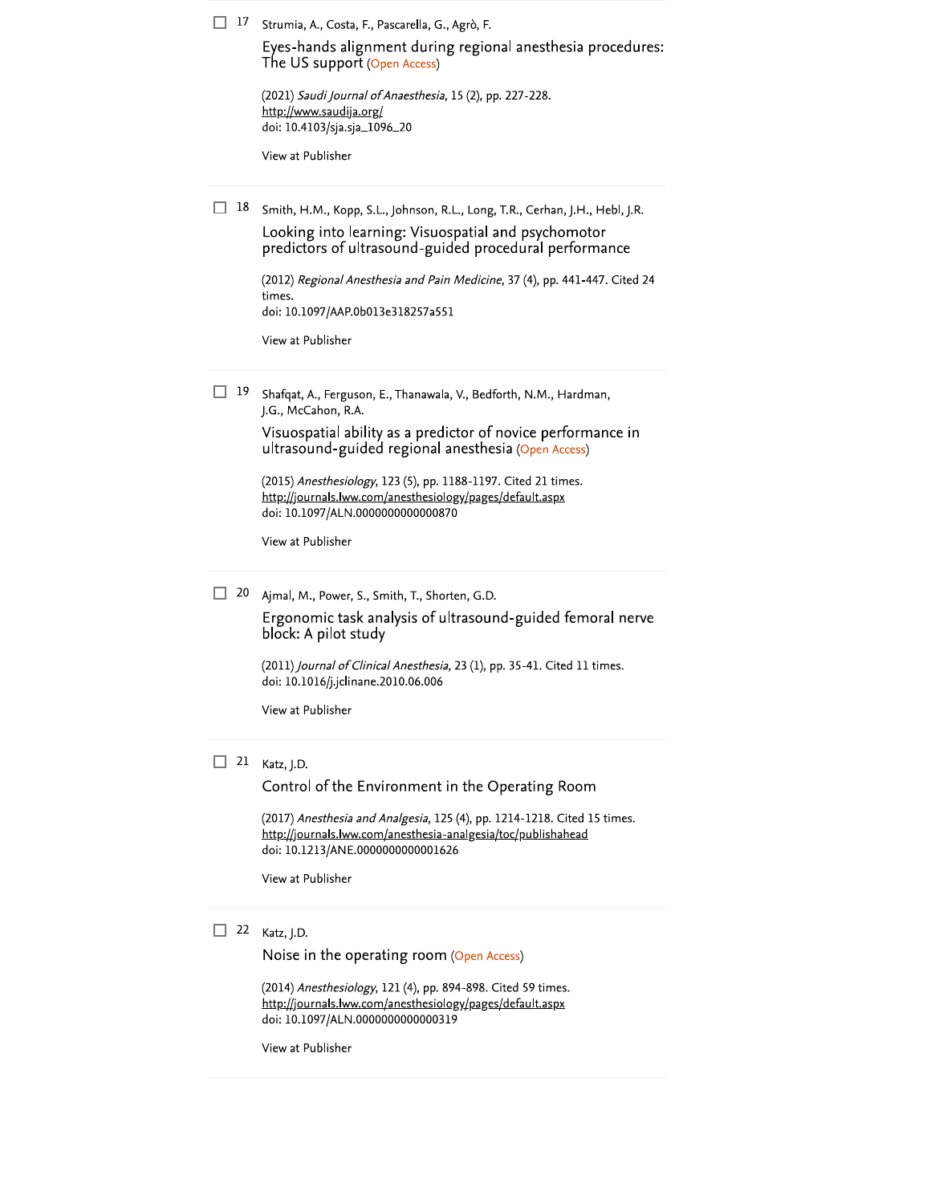17 Strumia, A., Costa, F., Pascarella, G., Agrò, F.

Eyes-hands alignment during regional anesthesia procedures: The US support (Open Access)

(2021) *Saudi Journal of Anaesthesia*, 15 (2), pp. 227-228.
http://www.saudija.org/
doi: 10.4103/sja.sja_1096_20

View at Publisher

---

18 Smith, H.M., Kopp, S.L., Johnson, R.L., Long, T.R., Cerhan, J.H., Hebl, J.R.

Looking into learning: Visuospatial and psychomotor predictors of ultrasound-guided procedural performance

(2012) *Regional Anesthesia and Pain Medicine*, 37 (4), pp. 441-447. Cited 24 times.
doi: 10.1097/AAP.0b013e318257a551

View at Publisher

---

19 Shafqat, A., Ferguson, E., Thanawala, V., Bedforth, N.M., Hardman, J.G., McCahon, R.A.

Visuospatial ability as a predictor of novice performance in ultrasound-guided regional anesthesia (Open Access)

(2015) *Anesthesiology*, 123 (5), pp. 1188-1197. Cited 21 times.
http://journals.lww.com/anesthesiology/pages/default.aspx
doi: 10.1097/ALN.0000000000000870

View at Publisher

---

20 Ajmal, M., Power, S., Smith, T., Shorten, G.D.

Ergonomic task analysis of ultrasound-guided femoral nerve block: A pilot study

(2011) *Journal of Clinical Anesthesia*, 23 (1), pp. 35-41. Cited 11 times.
doi: 10.1016/j.jclinane.2010.06.006

View at Publisher

---

21 Katz, J.D.

Control of the Environment in the Operating Room

(2017) *Anesthesia and Analgesia*, 125 (4), pp. 1214-1218. Cited 15 times.
http://journals.lww.com/anesthesia-analgesia/toc/publishahead
doi: 10.1213/ANE.0000000000001626

View at Publisher

---

22 Katz, J.D.

Noise in the operating room (Open Access)

(2014) *Anesthesiology*, 121 (4), pp. 894-898. Cited 59 times.
http://journals.lww.com/anesthesiology/pages/default.aspx
doi: 10.1097/ALN.0000000000000319

View at Publisher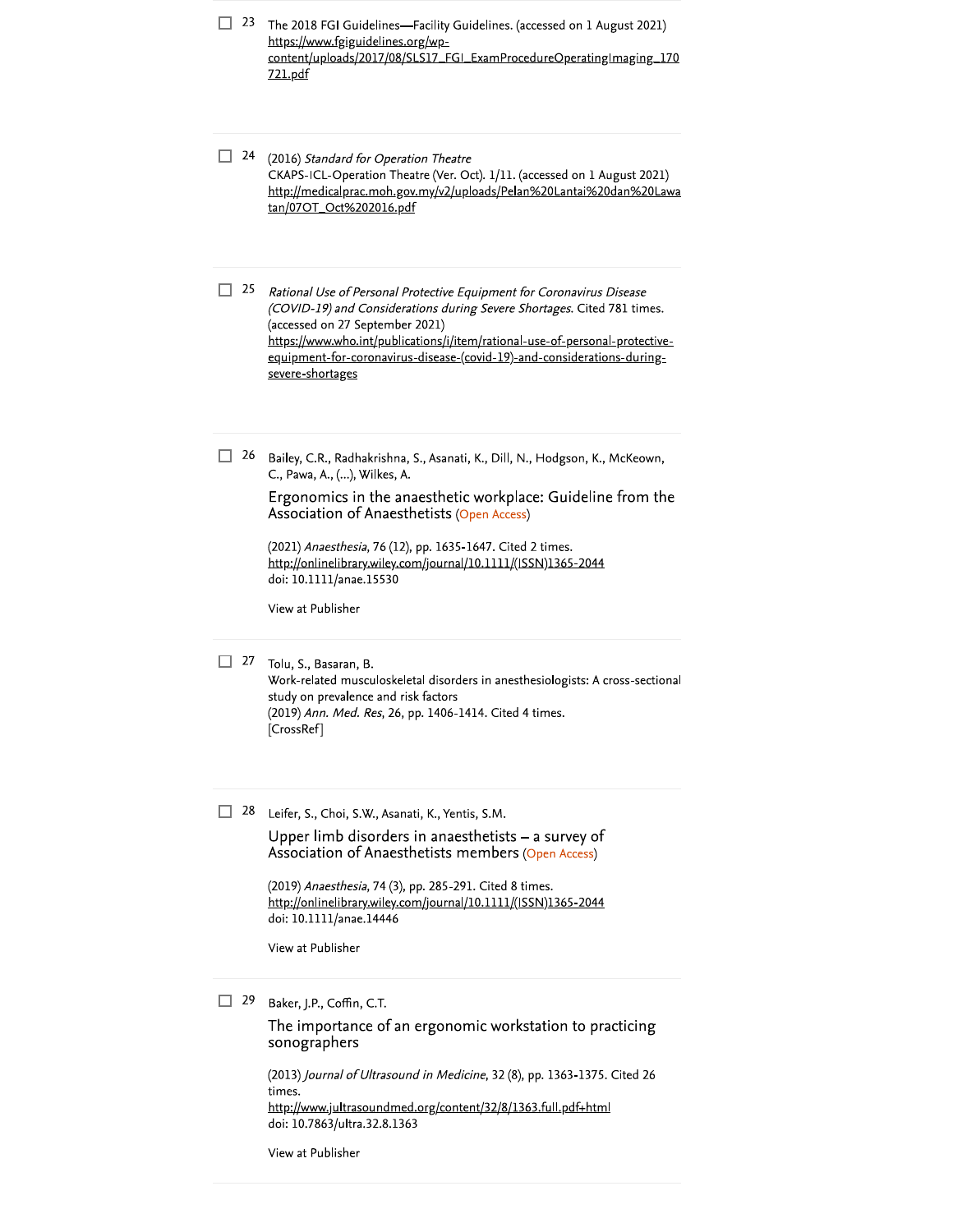☐ 23 The 2018 FGI Guidelines—Facility Guidelines. (accessed on 1 August 2021)
https://www.fgiguidelines.org/wp-content/uploads/2017/08/SLS17_FGI_ExamProcedureOperatingImaging_170721.pdf

☐ 24 (2016) *Standard for Operation Theatre*
CKAPS-ICL-Operation Theatre (Ver. Oct). 1/11. (accessed on 1 August 2021)
http://medicalprac.moh.gov.my/v2/uploads/Pelan%20Lantai%20dan%20Lawatan/07OT_Oct%202016.pdf

☐ 25 *Rational Use of Personal Protective Equipment for Coronavirus Disease (COVID-19) and Considerations during Severe Shortages*. Cited 781 times.
(accessed on 27 September 2021)
https://www.who.int/publications/i/item/rational-use-of-personal-protective-equipment-for-coronavirus-disease-(covid-19)-and-considerations-during-severe-shortages

☐ 26 Bailey, C.R., Radhakrishna, S., Asanati, K., Dill, N., Hodgson, K., McKeown, C., Pawa, A., (...), Wilkes, A.

Ergonomics in the anaesthetic workplace: Guideline from the Association of Anaesthetists (Open Access)

(2021) *Anaesthesia*, 76 (12), pp. 1635-1647. Cited 2 times.
http://onlinelibrary.wiley.com/journal/10.1111/(ISSN)1365-2044
doi: 10.1111/anae.15530

View at Publisher

☐ 27 Tolu, S., Basaran, B.
Work-related musculoskeletal disorders in anesthesiologists: A cross-sectional study on prevalence and risk factors
(2019) *Ann. Med. Res*, 26, pp. 1406-1414. Cited 4 times.
[CrossRef]

☐ 28 Leifer, S., Choi, S.W., Asanati, K., Yentis, S.M.

Upper limb disorders in anaesthetists – a survey of Association of Anaesthetists members (Open Access)

(2019) *Anaesthesia*, 74 (3), pp. 285-291. Cited 8 times.
http://onlinelibrary.wiley.com/journal/10.1111/(ISSN)1365-2044
doi: 10.1111/anae.14446

View at Publisher

☐ 29 Baker, J.P., Coffin, C.T.

The importance of an ergonomic workstation to practicing sonographers

(2013) *Journal of Ultrasound in Medicine*, 32 (8), pp. 1363-1375. Cited 26 times.
http://www.jultrasoundmed.org/content/32/8/1363.full.pdf+html
doi: 10.7863/ultra.32.8.1363

View at Publisher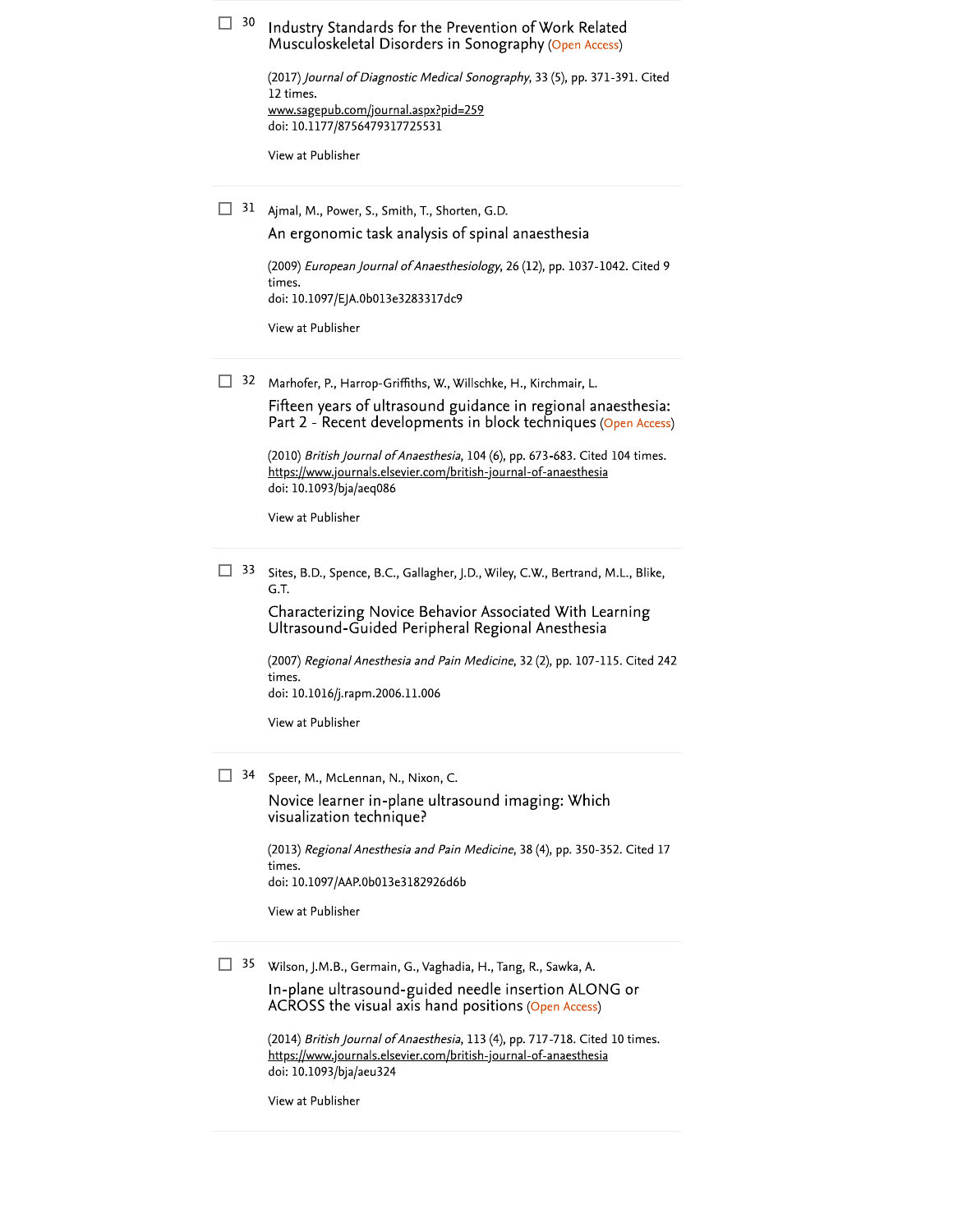30 Industry Standards for the Prevention of Work Related Musculoskeletal Disorders in Sonography (Open Access)

(2017) *Journal of Diagnostic Medical Sonography*, 33 (5), pp. 371-391. Cited 12 times.
www.sagepub.com/journal.aspx?pid=259
doi: 10.1177/8756479317725531

View at Publisher

---

31 Ajmal, M., Power, S., Smith, T., Shorten, G.D.

An ergonomic task analysis of spinal anaesthesia

(2009) *European Journal of Anaesthesiology*, 26 (12), pp. 1037-1042. Cited 9 times.
doi: 10.1097/EJA.0b013e3283317dc9

View at Publisher

---

32 Marhofer, P., Harrop-Griffiths, W., Willschke, H., Kirchmair, L.

Fifteen years of ultrasound guidance in regional anaesthesia: Part 2 - Recent developments in block techniques (Open Access)

(2010) *British Journal of Anaesthesia*, 104 (6), pp. 673-683. Cited 104 times.
https://www.journals.elsevier.com/british-journal-of-anaesthesia
doi: 10.1093/bja/aeq086

View at Publisher

---

33 Sites, B.D., Spence, B.C., Gallagher, J.D., Wiley, C.W., Bertrand, M.L., Blike, G.T.

Characterizing Novice Behavior Associated With Learning Ultrasound-Guided Peripheral Regional Anesthesia

(2007) *Regional Anesthesia and Pain Medicine*, 32 (2), pp. 107-115. Cited 242 times.
doi: 10.1016/j.rapm.2006.11.006

View at Publisher

---

34 Speer, M., McLennan, N., Nixon, C.

Novice learner in-plane ultrasound imaging: Which visualization technique?

(2013) *Regional Anesthesia and Pain Medicine*, 38 (4), pp. 350-352. Cited 17 times.
doi: 10.1097/AAP.0b013e3182926d6b

View at Publisher

---

35 Wilson, J.M.B., Germain, G., Vaghadia, H., Tang, R., Sawka, A.

In-plane ultrasound-guided needle insertion ALONG or ACROSS the visual axis hand positions (Open Access)

(2014) *British Journal of Anaesthesia*, 113 (4), pp. 717-718. Cited 10 times.
https://www.journals.elsevier.com/british-journal-of-anaesthesia
doi: 10.1093/bja/aeu324

View at Publisher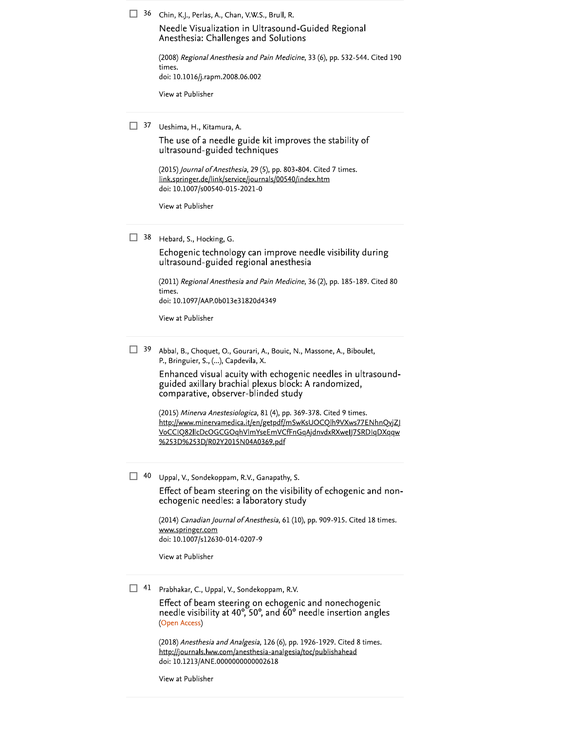36 Chin, K.J., Perlas, A., Chan, V.W.S., Brull, R.

Needle Visualization in Ultrasound-Guided Regional Anesthesia: Challenges and Solutions

(2008) *Regional Anesthesia and Pain Medicine*, 33 (6), pp. 532-544. Cited 190 times.
doi: 10.1016/j.rapm.2008.06.002

View at Publisher

37 Ueshima, H., Kitamura, A.

The use of a needle guide kit improves the stability of ultrasound-guided techniques

(2015) *Journal of Anesthesia*, 29 (5), pp. 803-804. Cited 7 times.
link.springer.de/link/service/journals/00540/index.htm
doi: 10.1007/s00540-015-2021-0

View at Publisher

38 Hebard, S., Hocking, G.

Echogenic technology can improve needle visibility during ultrasound-guided regional anesthesia

(2011) *Regional Anesthesia and Pain Medicine*, 36 (2), pp. 185-189. Cited 80 times.
doi: 10.1097/AAP.0b013e31820d4349

View at Publisher

39 Abbal, B., Choquet, O., Gourari, A., Bouic, N., Massone, A., Biboulet, P., Bringuier, S., (...), Capdevila, X.

Enhanced visual acuity with echogenic needles in ultrasound-guided axillary brachial plexus block: A randomized, comparative, observer-blinded study

(2015) *Minerva Anestesiologica*, 81 (4), pp. 369-378. Cited 9 times.
http://www.minervamedica.it/en/getpdf/mSwKsUOCQlh9VXws77ENhnQvjZJVoCCIQ82llcDcOGCGOqhVlmYseEmVCfFnGqAjdnvdxRXweIJ7SRDIqDXqqw%253D%253D/R02Y2015N04A0369.pdf

40 Uppal, V., Sondekoppam, R.V., Ganapathy, S.

Effect of beam steering on the visibility of echogenic and non-echogenic needles: a laboratory study

(2014) *Canadian Journal of Anesthesia*, 61 (10), pp. 909-915. Cited 18 times.
www.springer.com
doi: 10.1007/s12630-014-0207-9

View at Publisher

41 Prabhakar, C., Uppal, V., Sondekoppam, R.V.

Effect of beam steering on echogenic and nonechogenic needle visibility at 40°, 50°, and 60° needle insertion angles (Open Access)

(2018) *Anesthesia and Analgesia*, 126 (6), pp. 1926-1929. Cited 8 times.
http://journals.lww.com/anesthesia-analgesia/toc/publishahead
doi: 10.1213/ANE.0000000000002618

View at Publisher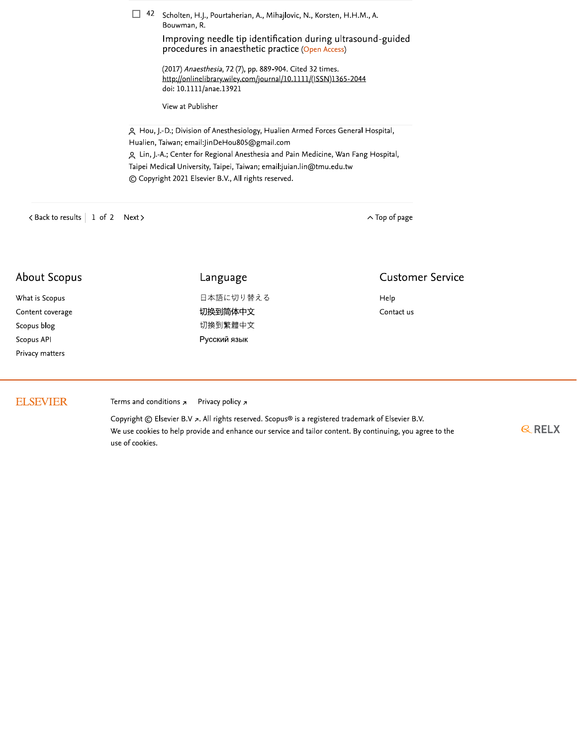42 Scholten, H.J., Pourtaherian, A., Mihajlovic, N., Korsten, H.H.M., A. Bouwman, R.

Improving needle tip identification during ultrasound-guided procedures in anaesthetic practice (Open Access)

(2017) *Anaesthesia*, 72 (7), pp. 889-904. Cited 32 times.
http://onlinelibrary.wiley.com/journal/10.1111/(ISSN)1365-2044
doi: 10.1111/anae.13921

View at Publisher

Hou, J.-D.; Division of Anesthesiology, Hualien Armed Forces General Hospital, Hualien, Taiwan; email:JinDeHou805@gmail.com

Lin, J.-A.; Center for Regional Anesthesia and Pain Medicine, Wan Fang Hospital, Taipei Medical University, Taipei, Taiwan; email:juian.lin@tmu.edu.tw

© Copyright 2021 Elsevier B.V., All rights reserved.

< Back to results | 1 of 2 Next >

^ Top of page

## About Scopus

- What is Scopus
- Content coverage
- Scopus blog
- Scopus API
- Privacy matters

## Language

- 日本語に切り替える
- 切换到简体中文
- 切換到繁體中文
- Русский язык

## Customer Service

- Help
- Contact us

ELSEVIER

Terms and conditions ↗ Privacy policy ↗

Copyright © Elsevier B.V ↗. All rights reserved. Scopus® is a registered trademark of Elsevier B.V.
We use cookies to help provide and enhance our service and tailor content. By continuing, you agree to the use of cookies.

RELX